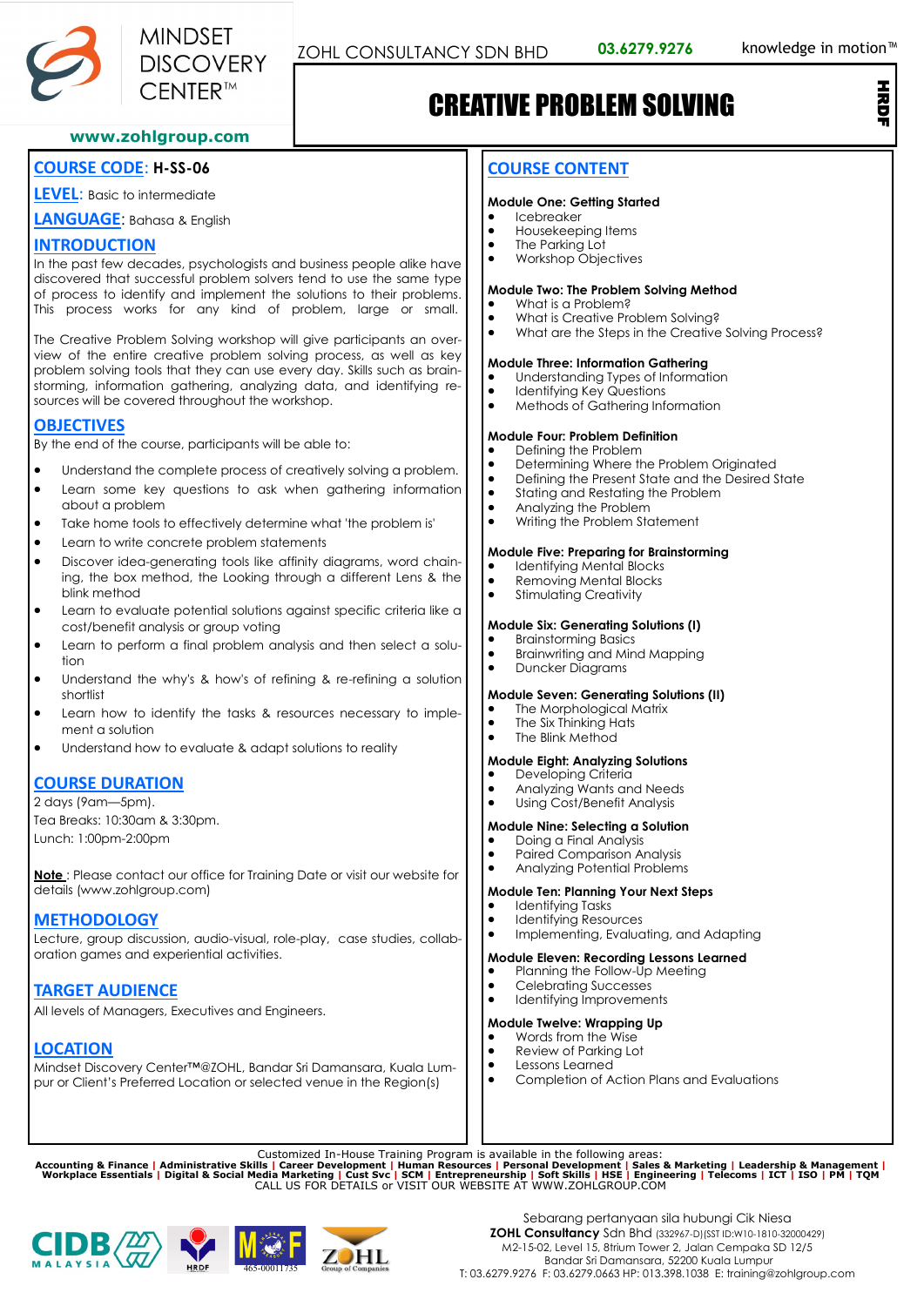MINDSET DISCOVERY CENTER™

ZOHL CONSULTANCY SDN BHD 03.6279.9276 knowledge in motion™

www.zohlgroup.com

# CREATIVE PROBLEM SOLVING

HRDF

## COURSE CODE: H-SS-06

**LEVEL**: Basic to intermediate

**LANGUAGE**: Bahasa & English

## INTRODUCTION

In the past few decades, psychologists and business people alike have discovered that successful problem solvers tend to use the same type of process to identify and implement the solutions to their problems. This process works for any kind of problem, large or small.

The Creative Problem Solving workshop will give participants an overview of the entire creative problem solving process, as well as key problem solving tools that they can use every day. Skills such as brainstorming, information gathering, analyzing data, and identifying resources will be covered throughout the workshop.

## OBJECTIVES

By the end of the course, participants will be able to:

- Understand the complete process of creatively solving a problem.
- Learn some key questions to ask when gathering information about a problem
- Take home tools to effectively determine what 'the problem is'
- Learn to write concrete problem statements
- Discover idea-generating tools like affinity diagrams, word chaining, the box method, the Looking through a different Lens & the blink method
- Learn to evaluate potential solutions against specific criteria like a cost/benefit analysis or group voting
- Learn to perform a final problem analysis and then select a solution
- Understand the why's & how's of refining & re-refining a solution shortlist
- Learn how to identify the tasks & resources necessary to implement a solution
- Understand how to evaluate & adapt solutions to reality

## COURSE DURATION

2 days (9am—5pm).

Tea Breaks: 10:30am & 3:30pm.

Lunch: 1:00pm-2:00pm

**Note** : Please contact our office for Training Date or visit our website for details (www.zohlgroup.com)

## METHODOLOGY

Lecture, group discussion, audio-visual, role-play, case studies, collaboration games and experiential activities.

## TARGET AUDIENCE

All levels of Managers, Executives and Engineers.

## LOCATION

Mindset Discovery Center™@ZOHL, Bandar Sri Damansara, Kuala Lumpur or Client's Preferred Location or selected venue in the Region(s)

## COURSE CONTENT

**Module One: Getting Started**
- Icebreaker
- Housekeeping Items
- The Parking Lot
- Workshop Objectives

**Module Two: The Problem Solving Method**
- What is a Problem?
- What is Creative Problem Solving?
- What are the Steps in the Creative Solving Process?

**Module Three: Information Gathering**
- Understanding Types of Information
- Identifying Key Questions
- Methods of Gathering Information

**Module Four: Problem Definition**
- Defining the Problem
- Determining Where the Problem Originated
- Defining the Present State and the Desired State
- Stating and Restating the Problem
- Analyzing the Problem
- Writing the Problem Statement

**Module Five: Preparing for Brainstorming**
- Identifying Mental Blocks
- Removing Mental Blocks
- Stimulating Creativity

**Module Six: Generating Solutions (I)**
- Brainstorming Basics
- Brainwriting and Mind Mapping
- Duncker Diagrams

**Module Seven: Generating Solutions (II)**
- The Morphological Matrix
- The Six Thinking Hats
- The Blink Method

**Module Eight: Analyzing Solutions**
- Developing Criteria
- Analyzing Wants and Needs
- Using Cost/Benefit Analysis

**Module Nine: Selecting a Solution**
- Doing a Final Analysis
- Paired Comparison Analysis
- Analyzing Potential Problems

**Module Ten: Planning Your Next Steps**
- Identifying Tasks
- Identifying Resources
- Implementing, Evaluating, and Adapting

**Module Eleven: Recording Lessons Learned**
- Planning the Follow-Up Meeting
- Celebrating Successes
- Identifying Improvements

**Module Twelve: Wrapping Up**
- Words from the Wise
- Review of Parking Lot
- Lessons Learned
- Completion of Action Plans and Evaluations

Customized In-House Training Program is available in the following areas:

**Accounting & Finance | Administrative Skills | Career Development | Human Resources | Personal Development | Sales & Marketing | Leadership & Management | Workplace Essentials | Digital & Social Media Marketing | Cust Svc | SCM | Entrepreneurship | Soft Skills | HSE | Engineering | Telecoms | ICT | ISO | PM | TQM**

CALL US FOR DETAILS or VISIT OUR WEBSITE AT WWW.ZOHLGROUP.COM

Sebarang pertanyaan sila hubungi Cik Niesa

**ZOHL Consultancy** Sdn Bhd (332967-D)(SST ID:W10-1810-32000429)

M2-15-02, Level 15, 8trium Tower 2, Jalan Cempaka SD 12/5

Bandar Sri Damansara, 52200 Kuala Lumpur

T: 03.6279.9276 F: 03.6279.0663 HP: 013.398.1038 E: training@zohlgroup.com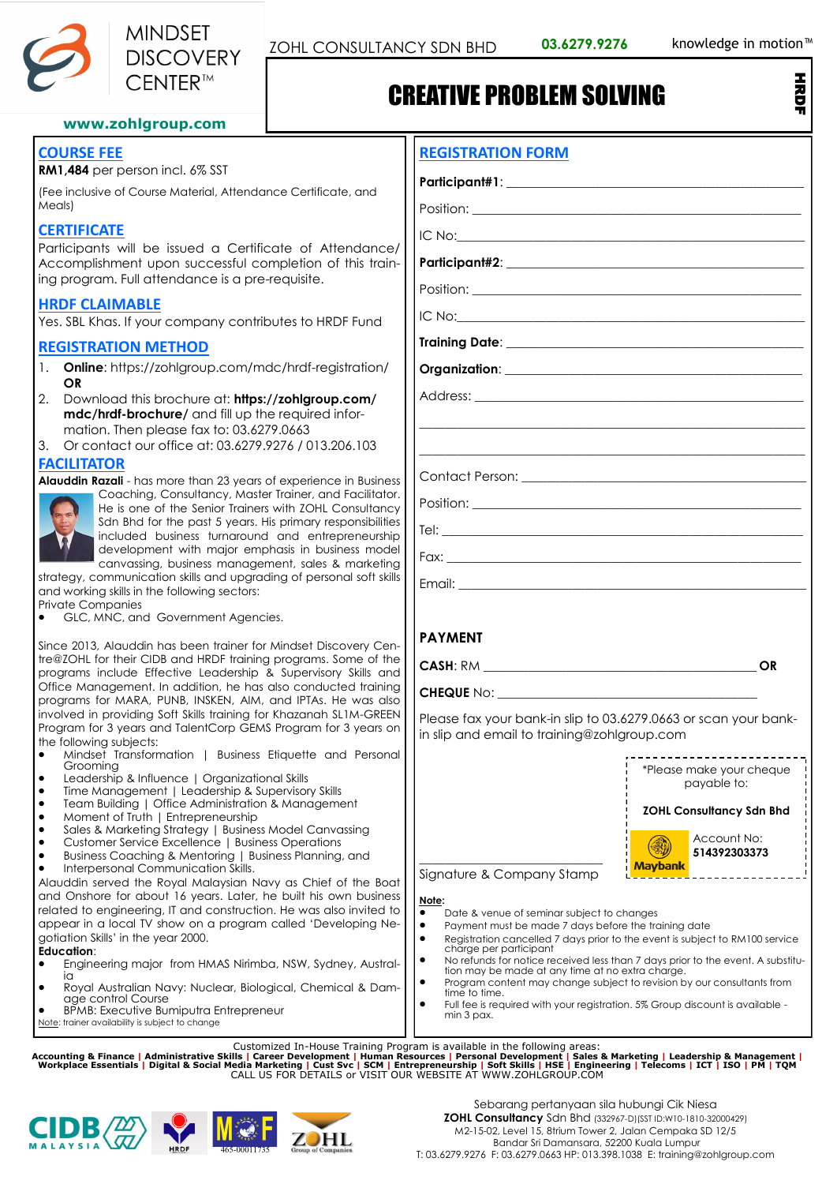MINDSET DISCOVERY CENTER™

www.zohlgroup.com

ZOHL CONSULTANCY SDN BHD **03.6279.9276** knowledge in motion™

# CREATIVE PROBLEM SOLVING

HRDF

## COURSE FEE

**RM1,484** per person incl. 6% SST

(Fee inclusive of Course Material, Attendance Certificate, and Meals)

## CERTIFICATE

Participants will be issued a Certificate of Attendance/ Accomplishment upon successful completion of this training program. Full attendance is a pre-requisite.

## HRDF CLAIMABLE

Yes. SBL Khas. If your company contributes to HRDF Fund

## REGISTRATION METHOD

1. **Online**: https://zohlgroup.com/mdc/hrdf-registration/ **OR**
2. Download this brochure at: **https://zohlgroup.com/mdc/hrdf-brochure/** and fill up the required information. Then please fax to: 03.6279.0663
3. Or contact our office at: 03.6279.9276 / 013.206.103

## FACILITATOR

**Alauddin Razali** - has more than 23 years of experience in Business Coaching, Consultancy, Master Trainer, and Facilitator. He is one of the Senior Trainers with ZOHL Consultancy Sdn Bhd for the past 5 years. His primary responsibilities included business turnaround and entrepreneurship development with major emphasis in business model canvassing, business management, sales & marketing strategy, communication skills and upgrading of personal soft skills and working skills in the following sectors:

Private Companies

- GLC, MNC, and Government Agencies.

Since 2013, Alauddin has been trainer for Mindset Discovery Centre@ZOHL for their CIDB and HRDF training programs. Some of the programs include Effective Leadership & Supervisory Skills and Office Management. In addition, he has also conducted training programs for MARA, PUNB, INSKEN, AIM, and IPTAs. He was also involved in providing Soft Skills training for Khazanah SL1M-GREEN Program for 3 years and TalentCorp GEMS Program for 3 years on the following subjects:

- Mindset Transformation | Business Etiquette and Personal Grooming
- Leadership & Influence | Organizational Skills
- Time Management | Leadership & Supervisory Skills
- Team Building | Office Administration & Management
- Moment of Truth | Entrepreneurship
- Sales & Marketing Strategy | Business Model Canvassing
- Customer Service Excellence | Business Operations
- Business Coaching & Mentoring | Business Planning, and
- Interpersonal Communication Skills.

Alauddin served the Royal Malaysian Navy as Chief of the Boat and Onshore for about 16 years. Later, he built his own business related to engineering, IT and construction. He was also invited to appear in a local TV show on a program called 'Developing Negotiation Skills' in the year 2000.

**Education**:

- Engineering major from HMAS Nirimba, NSW, Sydney, Australia
- Royal Australian Navy: Nuclear, Biological, Chemical & Damage control Course
- BPMB: Executive Bumiputra Entrepreneur

Note: trainer availability is subject to change

## REGISTRATION FORM

**Participant#1**: ______________________

Position: ______________________

IC No: ______________________

**Participant#2**: ______________________

Position: ______________________

IC No: ______________________

**Training Date**: ______________________

**Organization**: ______________________

Address: ______________________

Contact Person: ______________________

Position: ______________________

Tel: ______________________

Fax: ______________________

Email: ______________________

### PAYMENT

**CASH**: RM ______________________ **OR**

**CHEQUE** No: ______________________

Please fax your bank-in slip to 03.6279.0663 or scan your bank-in slip and email to training@zohlgroup.com

*Please make your cheque payable to:

**ZOHL Consultancy Sdn Bhd**

Maybank Account No: **514392303373**

Signature & Company Stamp

**Note**:

- Date & venue of seminar subject to changes
- Payment must be made 7 days before the training date
- Registration cancelled 7 days prior to the event is subject to RM100 service charge per participant
- No refunds for notice received less than 7 days prior to the event. A substitution may be made at any time at no extra charge.
- Program content may change subject to revision by our consultants from time to time.
- Full fee is required with your registration. 5% Group discount is available - min 3 pax.

Customized In-House Training Program is available in the following areas:

**Accounting & Finance | Administrative Skills | Career Development | Human Resources | Personal Development | Sales & Marketing | Leadership & Management | Workplace Essentials | Digital & Social Media Marketing | Cust Svc | SCM | Entrepreneurship | Soft Skills | HSE | Engineering | Telecoms | ICT | ISO | PM | TQM**

CALL US FOR DETAILS or VISIT OUR WEBSITE AT WWW.ZOHLGROUP.COM

CIDB MALAYSIA | HRDF | MOF 465-00011735 | ZOHL Group of Companies

Sebarang pertanyaan sila hubungi Cik Niesa

**ZOHL Consultancy** Sdn Bhd (332967-D)(SST ID:W10-1810-32000429)

M2-15-02, Level 15, 8trium Tower 2, Jalan Cempaka SD 12/5

Bandar Sri Damansara, 52200 Kuala Lumpur

T: 03.6279.9276 F: 03.6279.0663 HP: 013.398.1038 E: training@zohlgroup.com